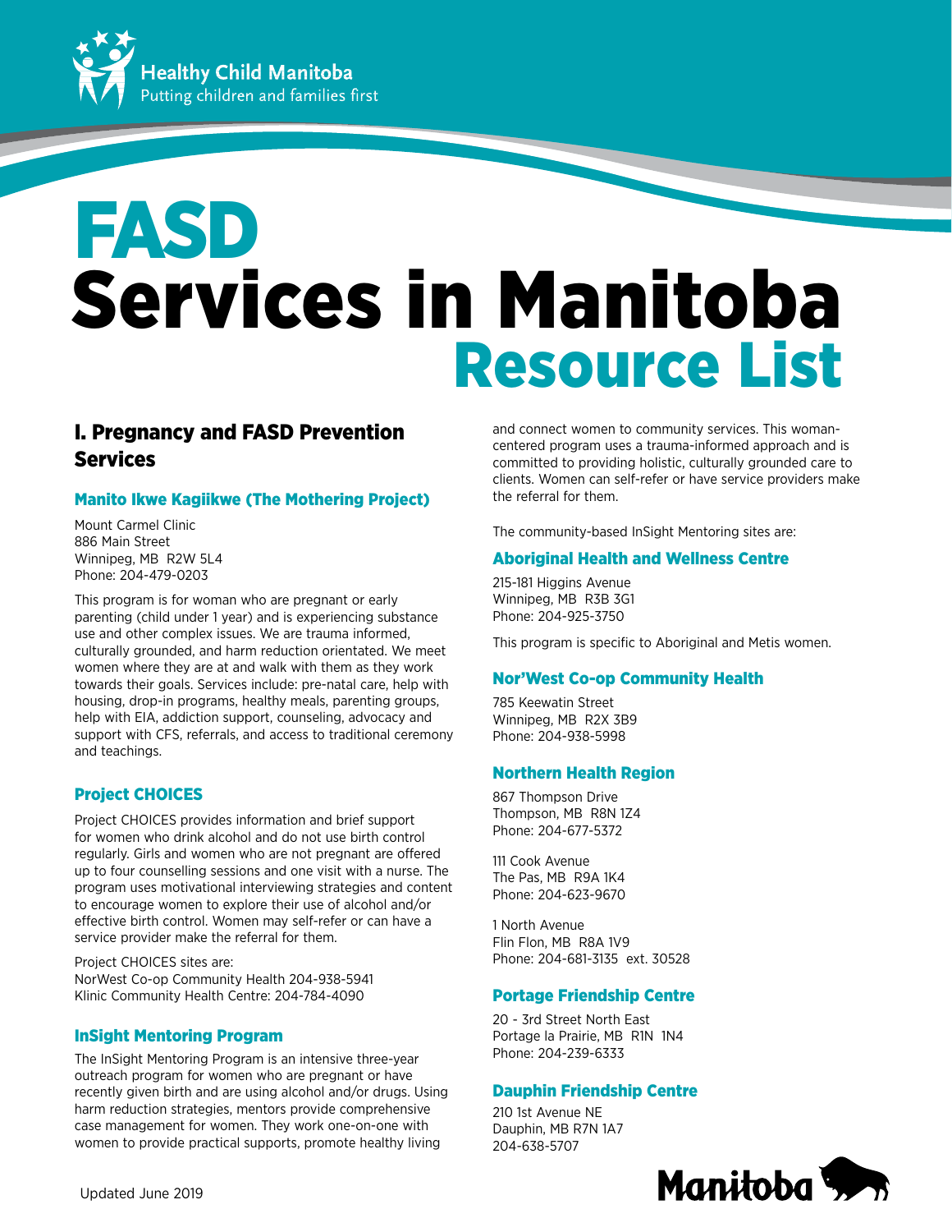Healthy Child Manitoba
Putting children and families first

# FASD Services in Manitoba Resource List

## I. Pregnancy and FASD Prevention Services

### Manito Ikwe Kagiikwe (The Mothering Project)

Mount Carmel Clinic
886 Main Street
Winnipeg, MB R2W 5L4
Phone: 204-479-0203

This program is for woman who are pregnant or early parenting (child under 1 year) and is experiencing substance use and other complex issues. We are trauma informed, culturally grounded, and harm reduction orientated. We meet women where they are at and walk with them as they work towards their goals. Services include: pre-natal care, help with housing, drop-in programs, healthy meals, parenting groups, help with EIA, addiction support, counseling, advocacy and support with CFS, referrals, and access to traditional ceremony and teachings.

### Project CHOICES

Project CHOICES provides information and brief support for women who drink alcohol and do not use birth control regularly. Girls and women who are not pregnant are offered up to four counselling sessions and one visit with a nurse. The program uses motivational interviewing strategies and content to encourage women to explore their use of alcohol and/or effective birth control. Women may self-refer or can have a service provider make the referral for them.

Project CHOICES sites are:
NorWest Co-op Community Health 204-938-5941
Klinic Community Health Centre: 204-784-4090

### InSight Mentoring Program

The InSight Mentoring Program is an intensive three-year outreach program for women who are pregnant or have recently given birth and are using alcohol and/or drugs. Using harm reduction strategies, mentors provide comprehensive case management for women. They work one-on-one with women to provide practical supports, promote healthy living and connect women to community services. This woman-centered program uses a trauma-informed approach and is committed to providing holistic, culturally grounded care to clients. Women can self-refer or have service providers make the referral for them.

The community-based InSight Mentoring sites are:

### Aboriginal Health and Wellness Centre

215-181 Higgins Avenue
Winnipeg, MB R3B 3G1
Phone: 204-925-3750

This program is specific to Aboriginal and Metis women.

### Nor'West Co-op Community Health

785 Keewatin Street
Winnipeg, MB R2X 3B9
Phone: 204-938-5998

### Northern Health Region

867 Thompson Drive
Thompson, MB R8N 1Z4
Phone: 204-677-5372

111 Cook Avenue
The Pas, MB R9A 1K4
Phone: 204-623-9670

1 North Avenue
Flin Flon, MB R8A 1V9
Phone: 204-681-3135 ext. 30528

### Portage Friendship Centre

20 - 3rd Street North East
Portage la Prairie, MB R1N 1N4
Phone: 204-239-6333

### Dauphin Friendship Centre

210 1st Avenue NE
Dauphin, MB R7N 1A7
204-638-5707

Updated June 2019

Manitoba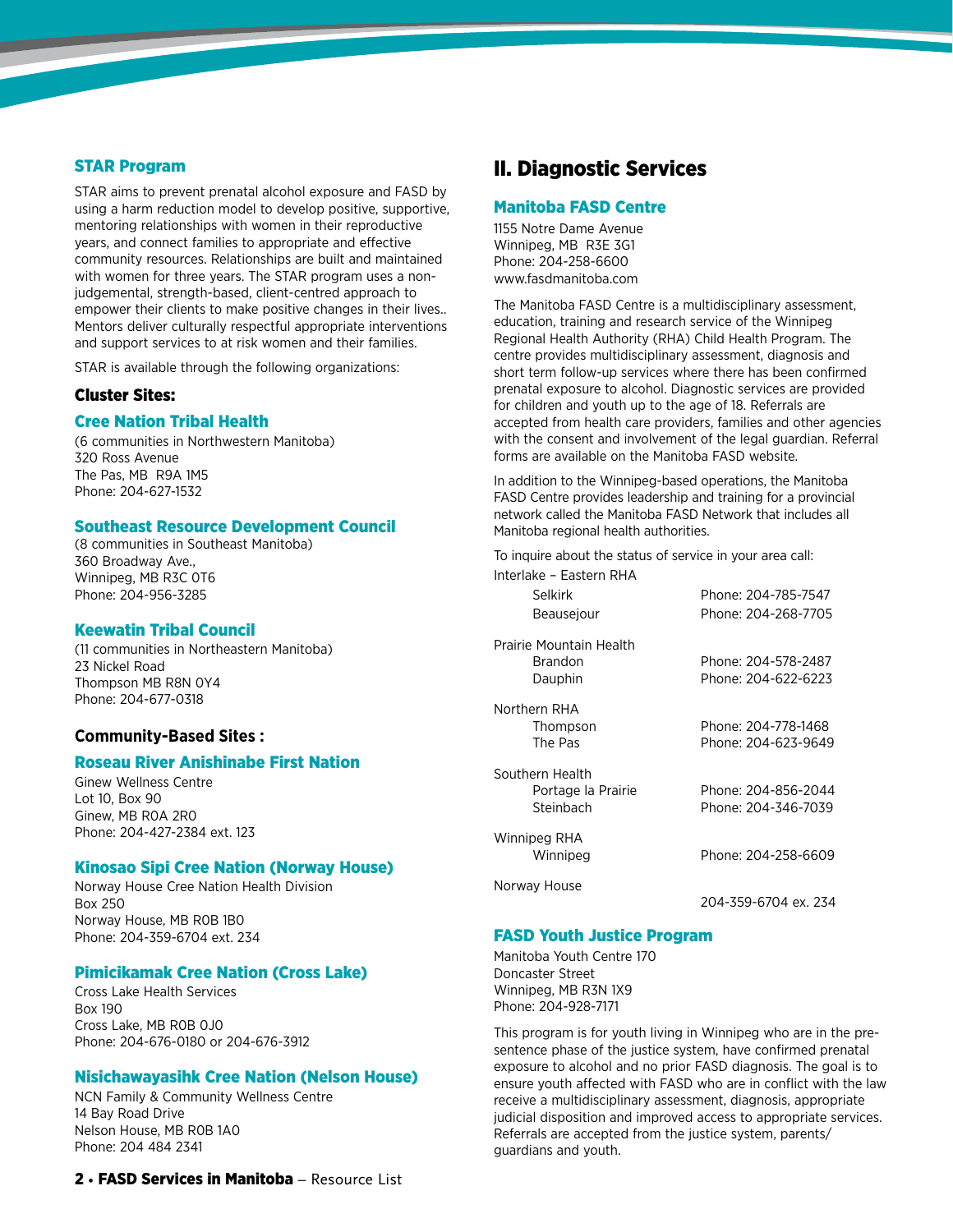### STAR Program

STAR aims to prevent prenatal alcohol exposure and FASD by using a harm reduction model to develop positive, supportive, mentoring relationships with women in their reproductive years, and connect families to appropriate and effective community resources. Relationships are built and maintained with women for three years. The STAR program uses a non-judgemental, strength-based, client-centred approach to empower their clients to make positive changes in their lives.. Mentors deliver culturally respectful appropriate interventions and support services to at risk women and their families.

STAR is available through the following organizations:

#### Cluster Sites:

**Cree Nation Tribal Health**
(6 communities in Northwestern Manitoba)
320 Ross Avenue
The Pas, MB R9A 1M5
Phone: 204-627-1532

**Southeast Resource Development Council**
(8 communities in Southeast Manitoba)
360 Broadway Ave.,
Winnipeg, MB R3C 0T6
Phone: 204-956-3285

**Keewatin Tribal Council**
(11 communities in Northeastern Manitoba)
23 Nickel Road
Thompson MB R8N 0Y4
Phone: 204-677-0318

#### Community-Based Sites :

**Roseau River Anishinabe First Nation**
Ginew Wellness Centre
Lot 10, Box 90
Ginew, MB R0A 2R0
Phone: 204-427-2384 ext. 123

**Kinosao Sipi Cree Nation (Norway House)**
Norway House Cree Nation Health Division
Box 250
Norway House, MB R0B 1B0
Phone: 204-359-6704 ext. 234

**Pimicikamak Cree Nation (Cross Lake)**
Cross Lake Health Services
Box 190
Cross Lake, MB R0B 0J0
Phone: 204-676-0180 or 204-676-3912

**Nisichawayasihk Cree Nation (Nelson House)**
NCN Family & Community Wellness Centre
14 Bay Road Drive
Nelson House, MB R0B 1A0
Phone: 204 484 2341

## II. Diagnostic Services

### Manitoba FASD Centre

1155 Notre Dame Avenue
Winnipeg, MB R3E 3G1
Phone: 204-258-6600
www.fasdmanitoba.com

The Manitoba FASD Centre is a multidisciplinary assessment, education, training and research service of the Winnipeg Regional Health Authority (RHA) Child Health Program. The centre provides multidisciplinary assessment, diagnosis and short term follow-up services where there has been confirmed prenatal exposure to alcohol. Diagnostic services are provided for children and youth up to the age of 18. Referrals are accepted from health care providers, families and other agencies with the consent and involvement of the legal guardian. Referral forms are available on the Manitoba FASD website.

In addition to the Winnipeg-based operations, the Manitoba FASD Centre provides leadership and training for a provincial network called the Manitoba FASD Network that includes all Manitoba regional health authorities.

To inquire about the status of service in your area call:

Interlake – Eastern RHA
- Selkirk — Phone: 204-785-7547
- Beausejour — Phone: 204-268-7705

Prairie Mountain Health
- Brandon — Phone: 204-578-2487
- Dauphin — Phone: 204-622-6223

Northern RHA
- Thompson — Phone: 204-778-1468
- The Pas — Phone: 204-623-9649

Southern Health
- Portage la Prairie — Phone: 204-856-2044
- Steinbach — Phone: 204-346-7039

Winnipeg RHA
- Winnipeg — Phone: 204-258-6609

Norway House
- 204-359-6704 ex. 234

### FASD Youth Justice Program

Manitoba Youth Centre 170
Doncaster Street
Winnipeg, MB R3N 1X9
Phone: 204-928-7171

This program is for youth living in Winnipeg who are in the pre-sentence phase of the justice system, have confirmed prenatal exposure to alcohol and no prior FASD diagnosis. The goal is to ensure youth affected with FASD who are in conflict with the law receive a multidisciplinary assessment, diagnosis, appropriate judicial disposition and improved access to appropriate services. Referrals are accepted from the justice system, parents/guardians and youth.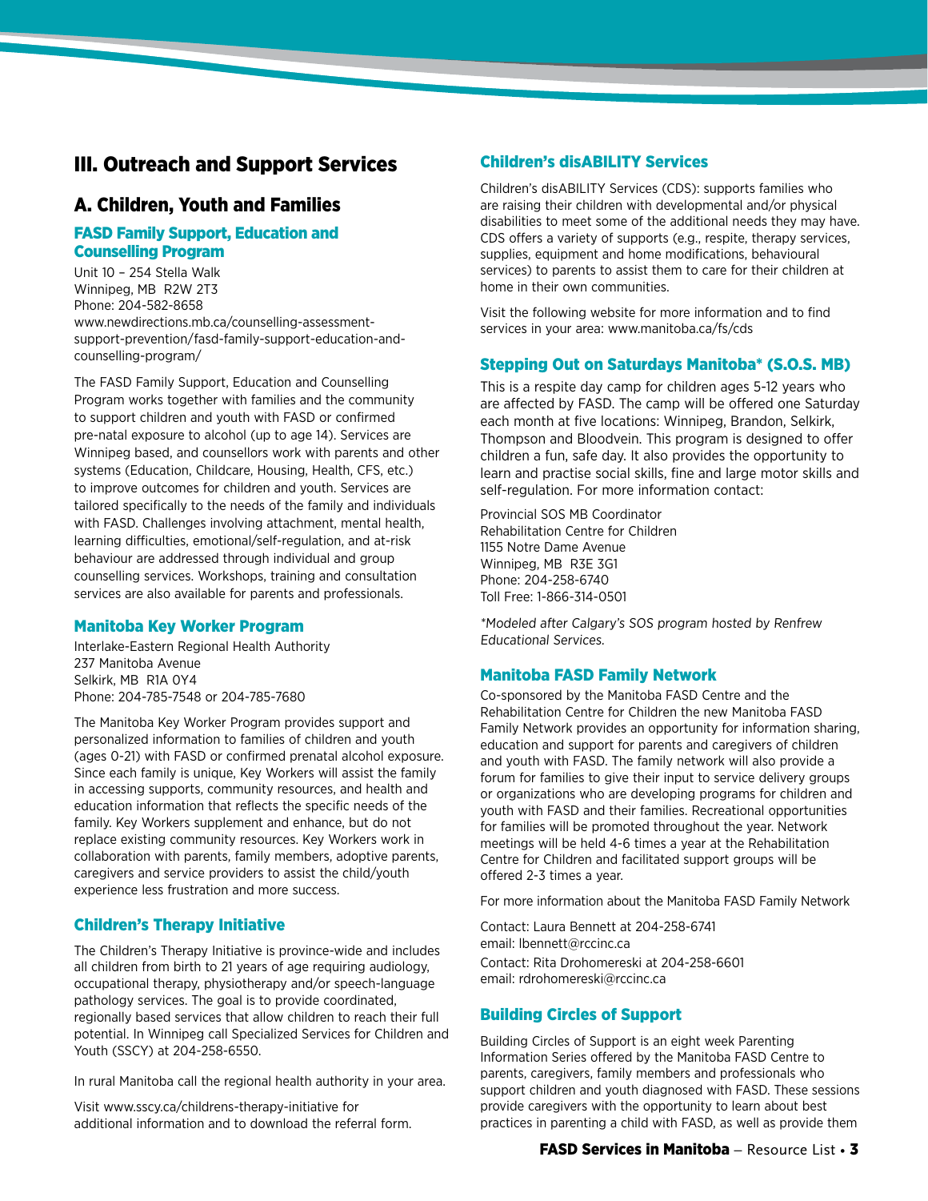# III. Outreach and Support Services

## A. Children, Youth and Families

### FASD Family Support, Education and Counselling Program

Unit 10 – 254 Stella Walk
Winnipeg, MB R2W 2T3
Phone: 204-582-8658
www.newdirections.mb.ca/counselling-assessment-support-prevention/fasd-family-support-education-and-counselling-program/

The FASD Family Support, Education and Counselling Program works together with families and the community to support children and youth with FASD or confirmed pre-natal exposure to alcohol (up to age 14). Services are Winnipeg based, and counsellors work with parents and other systems (Education, Childcare, Housing, Health, CFS, etc.) to improve outcomes for children and youth. Services are tailored specifically to the needs of the family and individuals with FASD. Challenges involving attachment, mental health, learning difficulties, emotional/self-regulation, and at-risk behaviour are addressed through individual and group counselling services. Workshops, training and consultation services are also available for parents and professionals.

### Manitoba Key Worker Program

Interlake-Eastern Regional Health Authority
237 Manitoba Avenue
Selkirk, MB R1A 0Y4
Phone: 204-785-7548 or 204-785-7680

The Manitoba Key Worker Program provides support and personalized information to families of children and youth (ages 0-21) with FASD or confirmed prenatal alcohol exposure. Since each family is unique, Key Workers will assist the family in accessing supports, community resources, and health and education information that reflects the specific needs of the family. Key Workers supplement and enhance, but do not replace existing community resources. Key Workers work in collaboration with parents, family members, adoptive parents, caregivers and service providers to assist the child/youth experience less frustration and more success.

### Children's Therapy Initiative

The Children's Therapy Initiative is province-wide and includes all children from birth to 21 years of age requiring audiology, occupational therapy, physiotherapy and/or speech-language pathology services. The goal is to provide coordinated, regionally based services that allow children to reach their full potential. In Winnipeg call Specialized Services for Children and Youth (SSCY) at 204-258-6550.

In rural Manitoba call the regional health authority in your area.

Visit www.sscy.ca/childrens-therapy-initiative for additional information and to download the referral form.

### Children's disABILITY Services

Children's disABILITY Services (CDS): supports families who are raising their children with developmental and/or physical disabilities to meet some of the additional needs they may have. CDS offers a variety of supports (e.g., respite, therapy services, supplies, equipment and home modifications, behavioural services) to parents to assist them to care for their children at home in their own communities.

Visit the following website for more information and to find services in your area: www.manitoba.ca/fs/cds

### Stepping Out on Saturdays Manitoba* (S.O.S. MB)

This is a respite day camp for children ages 5-12 years who are affected by FASD. The camp will be offered one Saturday each month at five locations: Winnipeg, Brandon, Selkirk, Thompson and Bloodvein. This program is designed to offer children a fun, safe day. It also provides the opportunity to learn and practise social skills, fine and large motor skills and self-regulation. For more information contact:

Provincial SOS MB Coordinator
Rehabilitation Centre for Children
1155 Notre Dame Avenue
Winnipeg, MB R3E 3G1
Phone: 204-258-6740
Toll Free: 1-866-314-0501

*\*Modeled after Calgary's SOS program hosted by Renfrew Educational Services.*

### Manitoba FASD Family Network

Co-sponsored by the Manitoba FASD Centre and the Rehabilitation Centre for Children the new Manitoba FASD Family Network provides an opportunity for information sharing, education and support for parents and caregivers of children and youth with FASD. The family network will also provide a forum for families to give their input to service delivery groups or organizations who are developing programs for children and youth with FASD and their families. Recreational opportunities for families will be promoted throughout the year. Network meetings will be held 4-6 times a year at the Rehabilitation Centre for Children and facilitated support groups will be offered 2-3 times a year.

For more information about the Manitoba FASD Family Network

Contact: Laura Bennett at 204-258-6741
email: lbennett@rccinc.ca

Contact: Rita Drohomereski at 204-258-6601
email: rdrohomereski@rccinc.ca

### Building Circles of Support

Building Circles of Support is an eight week Parenting Information Series offered by the Manitoba FASD Centre to parents, caregivers, family members and professionals who support children and youth diagnosed with FASD. These sessions provide caregivers with the opportunity to learn about best practices in parenting a child with FASD, as well as provide them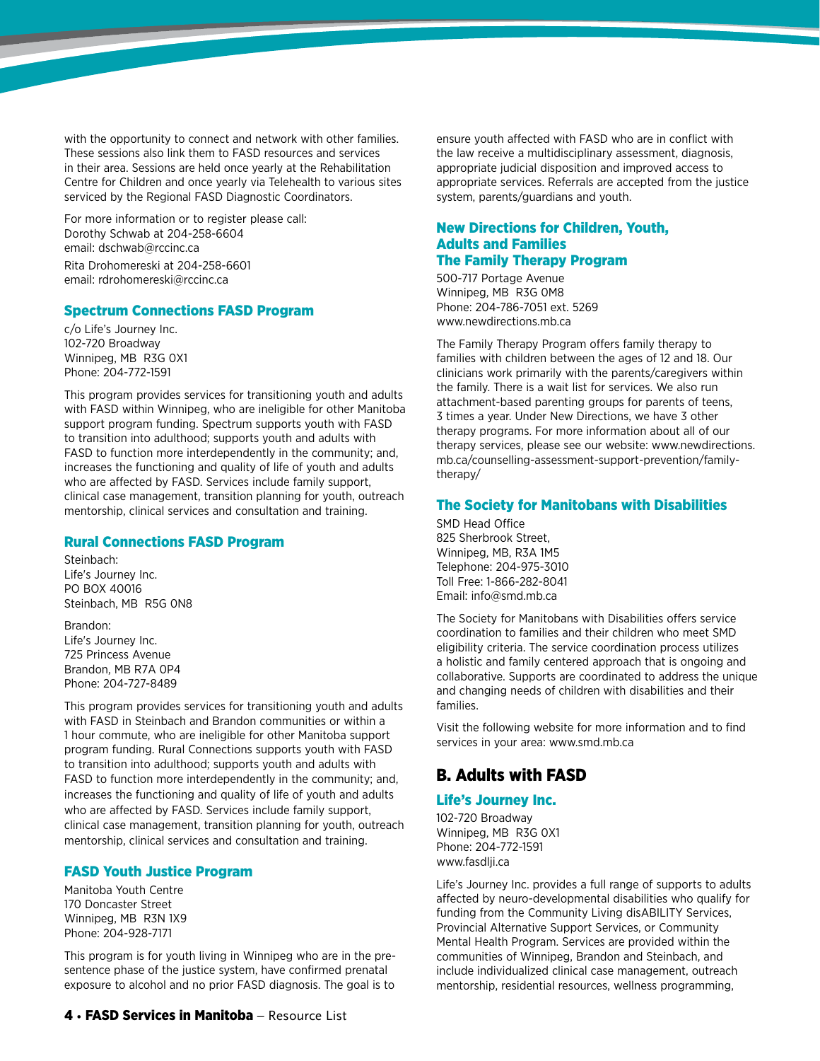with the opportunity to connect and network with other families. These sessions also link them to FASD resources and services in their area. Sessions are held once yearly at the Rehabilitation Centre for Children and once yearly via Telehealth to various sites serviced by the Regional FASD Diagnostic Coordinators.

For more information or to register please call:
Dorothy Schwab at 204-258-6604
email: dschwab@rccinc.ca

Rita Drohomereski at 204-258-6601
email: rdrohomereski@rccinc.ca

### Spectrum Connections FASD Program

c/o Life's Journey Inc.
102-720 Broadway
Winnipeg, MB R3G 0X1
Phone: 204-772-1591

This program provides services for transitioning youth and adults with FASD within Winnipeg, who are ineligible for other Manitoba support program funding. Spectrum supports youth with FASD to transition into adulthood; supports youth and adults with FASD to function more interdependently in the community; and, increases the functioning and quality of life of youth and adults who are affected by FASD. Services include family support, clinical case management, transition planning for youth, outreach mentorship, clinical services and consultation and training.

### Rural Connections FASD Program

Steinbach:
Life's Journey Inc.
PO BOX 40016
Steinbach, MB R5G 0N8

Brandon:
Life's Journey Inc.
725 Princess Avenue
Brandon, MB R7A 0P4
Phone: 204-727-8489

This program provides services for transitioning youth and adults with FASD in Steinbach and Brandon communities or within a 1 hour commute, who are ineligible for other Manitoba support program funding. Rural Connections supports youth with FASD to transition into adulthood; supports youth and adults with FASD to function more interdependently in the community; and, increases the functioning and quality of life of youth and adults who are affected by FASD. Services include family support, clinical case management, transition planning for youth, outreach mentorship, clinical services and consultation and training.

### FASD Youth Justice Program

Manitoba Youth Centre
170 Doncaster Street
Winnipeg, MB R3N 1X9
Phone: 204-928-7171

This program is for youth living in Winnipeg who are in the pre-sentence phase of the justice system, have confirmed prenatal exposure to alcohol and no prior FASD diagnosis. The goal is to ensure youth affected with FASD who are in conflict with the law receive a multidisciplinary assessment, diagnosis, appropriate judicial disposition and improved access to appropriate services. Referrals are accepted from the justice system, parents/guardians and youth.

### New Directions for Children, Youth, Adults and Families The Family Therapy Program

500-717 Portage Avenue
Winnipeg, MB R3G 0M8
Phone: 204-786-7051 ext. 5269
www.newdirections.mb.ca

The Family Therapy Program offers family therapy to families with children between the ages of 12 and 18. Our clinicians work primarily with the parents/caregivers within the family. There is a wait list for services. We also run attachment-based parenting groups for parents of teens, 3 times a year. Under New Directions, we have 3 other therapy programs. For more information about all of our therapy services, please see our website: www.newdirections.mb.ca/counselling-assessment-support-prevention/family-therapy/

### The Society for Manitobans with Disabilities

SMD Head Office
825 Sherbrook Street,
Winnipeg, MB, R3A 1M5
Telephone: 204-975-3010
Toll Free: 1-866-282-8041
Email: info@smd.mb.ca

The Society for Manitobans with Disabilities offers service coordination to families and their children who meet SMD eligibility criteria. The service coordination process utilizes a holistic and family centered approach that is ongoing and collaborative. Supports are coordinated to address the unique and changing needs of children with disabilities and their families.

Visit the following website for more information and to find services in your area: www.smd.mb.ca

## B. Adults with FASD

### Life's Journey Inc.

102-720 Broadway
Winnipeg, MB R3G 0X1
Phone: 204-772-1591
www.fasdlji.ca

Life's Journey Inc. provides a full range of supports to adults affected by neuro-developmental disabilities who qualify for funding from the Community Living disABILITY Services, Provincial Alternative Support Services, or Community Mental Health Program. Services are provided within the communities of Winnipeg, Brandon and Steinbach, and include individualized clinical case management, outreach mentorship, residential resources, wellness programming,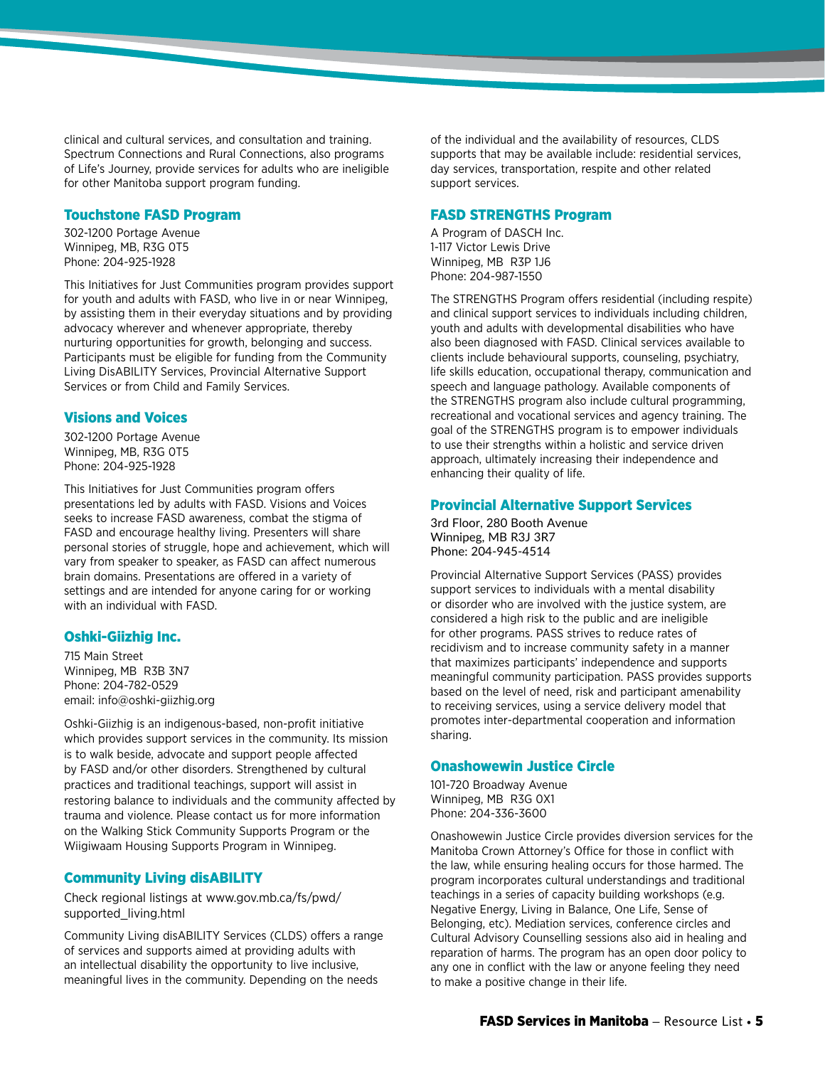clinical and cultural services, and consultation and training. Spectrum Connections and Rural Connections, also programs of Life's Journey, provide services for adults who are ineligible for other Manitoba support program funding.

### Touchstone FASD Program

302-1200 Portage Avenue  
Winnipeg, MB, R3G 0T5  
Phone: 204-925-1928

This Initiatives for Just Communities program provides support for youth and adults with FASD, who live in or near Winnipeg, by assisting them in their everyday situations and by providing advocacy wherever and whenever appropriate, thereby nurturing opportunities for growth, belonging and success. Participants must be eligible for funding from the Community Living DisABILITY Services, Provincial Alternative Support Services or from Child and Family Services.

### Visions and Voices

302-1200 Portage Avenue  
Winnipeg, MB, R3G 0T5  
Phone: 204-925-1928

This Initiatives for Just Communities program offers presentations led by adults with FASD. Visions and Voices seeks to increase FASD awareness, combat the stigma of FASD and encourage healthy living. Presenters will share personal stories of struggle, hope and achievement, which will vary from speaker to speaker, as FASD can affect numerous brain domains. Presentations are offered in a variety of settings and are intended for anyone caring for or working with an individual with FASD.

### Oshki-Giizhig Inc.

715 Main Street  
Winnipeg, MB R3B 3N7  
Phone: 204-782-0529  
email: info@oshki-giizhig.org

Oshki-Giizhig is an indigenous-based, non-profit initiative which provides support services in the community. Its mission is to walk beside, advocate and support people affected by FASD and/or other disorders. Strengthened by cultural practices and traditional teachings, support will assist in restoring balance to individuals and the community affected by trauma and violence. Please contact us for more information on the Walking Stick Community Supports Program or the Wiigiwaam Housing Supports Program in Winnipeg.

### Community Living disABILITY

Check regional listings at www.gov.mb.ca/fs/pwd/supported_living.html

Community Living disABILITY Services (CLDS) offers a range of services and supports aimed at providing adults with an intellectual disability the opportunity to live inclusive, meaningful lives in the community. Depending on the needs of the individual and the availability of resources, CLDS supports that may be available include: residential services, day services, transportation, respite and other related support services.

### FASD STRENGTHS Program

A Program of DASCH Inc.  
1-117 Victor Lewis Drive  
Winnipeg, MB R3P 1J6  
Phone: 204-987-1550

The STRENGTHS Program offers residential (including respite) and clinical support services to individuals including children, youth and adults with developmental disabilities who have also been diagnosed with FASD. Clinical services available to clients include behavioural supports, counseling, psychiatry, life skills education, occupational therapy, communication and speech and language pathology. Available components of the STRENGTHS program also include cultural programming, recreational and vocational services and agency training. The goal of the STRENGTHS program is to empower individuals to use their strengths within a holistic and service driven approach, ultimately increasing their independence and enhancing their quality of life.

### Provincial Alternative Support Services

3rd Floor, 280 Booth Avenue  
Winnipeg, MB R3J 3R7  
Phone: 204-945-4514

Provincial Alternative Support Services (PASS) provides support services to individuals with a mental disability or disorder who are involved with the justice system, are considered a high risk to the public and are ineligible for other programs. PASS strives to reduce rates of recidivism and to increase community safety in a manner that maximizes participants' independence and supports meaningful community participation. PASS provides supports based on the level of need, risk and participant amenability to receiving services, using a service delivery model that promotes inter-departmental cooperation and information sharing.

### Onashowewin Justice Circle

101-720 Broadway Avenue  
Winnipeg, MB R3G 0X1  
Phone: 204-336-3600

Onashowewin Justice Circle provides diversion services for the Manitoba Crown Attorney's Office for those in conflict with the law, while ensuring healing occurs for those harmed. The program incorporates cultural understandings and traditional teachings in a series of capacity building workshops (e.g. Negative Energy, Living in Balance, One Life, Sense of Belonging, etc). Mediation services, conference circles and Cultural Advisory Counselling sessions also aid in healing and reparation of harms. The program has an open door policy to any one in conflict with the law or anyone feeling they need to make a positive change in their life.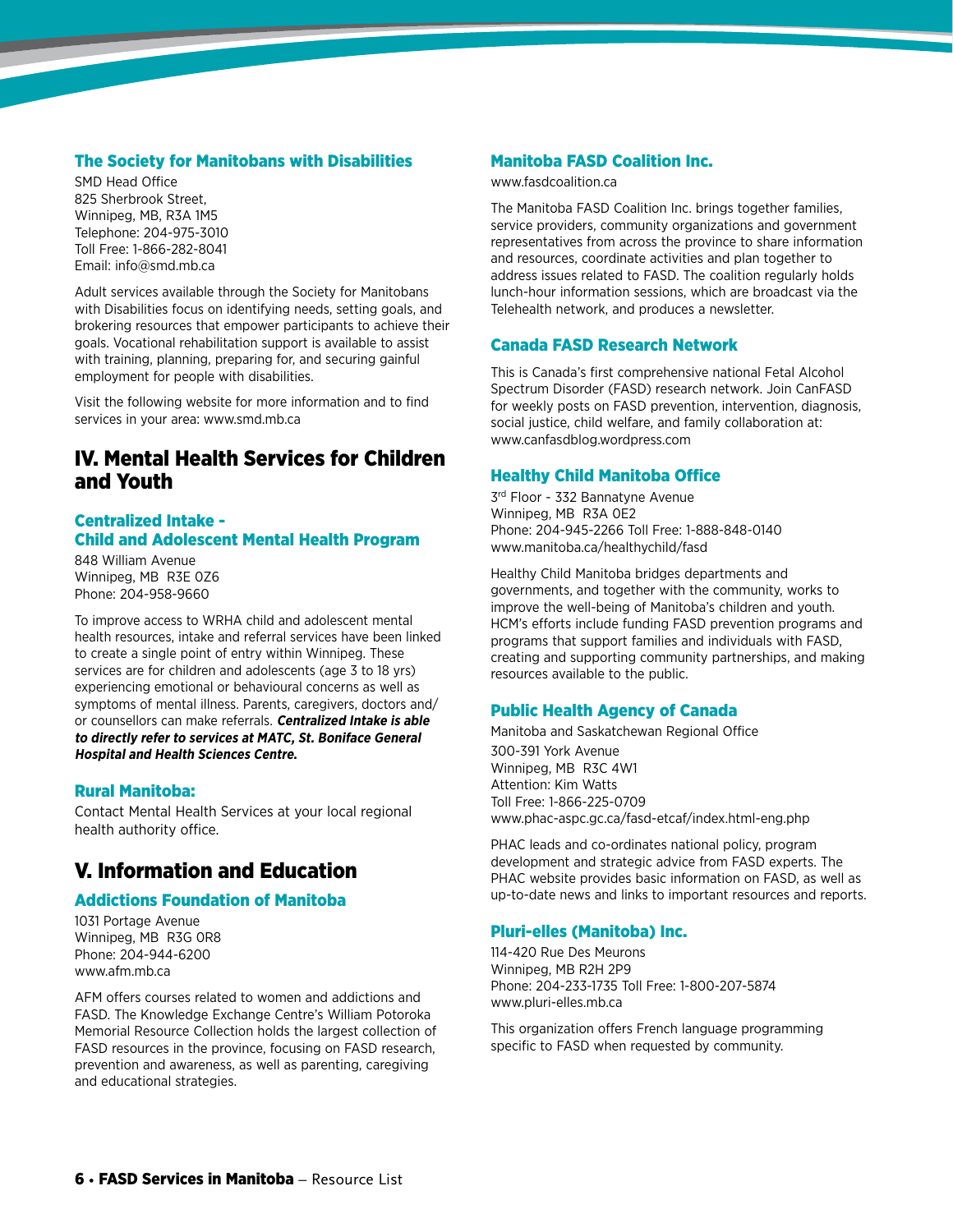### The Society for Manitobans with Disabilities

SMD Head Office
825 Sherbrook Street,
Winnipeg, MB, R3A 1M5
Telephone: 204-975-3010
Toll Free: 1-866-282-8041
Email: info@smd.mb.ca

Adult services available through the Society for Manitobans with Disabilities focus on identifying needs, setting goals, and brokering resources that empower participants to achieve their goals. Vocational rehabilitation support is available to assist with training, planning, preparing for, and securing gainful employment for people with disabilities.

Visit the following website for more information and to find services in your area: www.smd.mb.ca

## IV. Mental Health Services for Children and Youth

### Centralized Intake - Child and Adolescent Mental Health Program

848 William Avenue
Winnipeg, MB R3E 0Z6
Phone: 204-958-9660

To improve access to WRHA child and adolescent mental health resources, intake and referral services have been linked to create a single point of entry within Winnipeg. These services are for children and adolescents (age 3 to 18 yrs) experiencing emotional or behavioural concerns as well as symptoms of mental illness. Parents, caregivers, doctors and/or counsellors can make referrals. ***Centralized Intake is able to directly refer to services at MATC, St. Boniface General Hospital and Health Sciences Centre.***

### Rural Manitoba:

Contact Mental Health Services at your local regional health authority office.

## V. Information and Education

### Addictions Foundation of Manitoba

1031 Portage Avenue
Winnipeg, MB R3G 0R8
Phone: 204-944-6200
www.afm.mb.ca

AFM offers courses related to women and addictions and FASD. The Knowledge Exchange Centre's William Potoroka Memorial Resource Collection holds the largest collection of FASD resources in the province, focusing on FASD research, prevention and awareness, as well as parenting, caregiving and educational strategies.

### Manitoba FASD Coalition Inc.

www.fasdcoalition.ca

The Manitoba FASD Coalition Inc. brings together families, service providers, community organizations and government representatives from across the province to share information and resources, coordinate activities and plan together to address issues related to FASD. The coalition regularly holds lunch-hour information sessions, which are broadcast via the Telehealth network, and produces a newsletter.

### Canada FASD Research Network

This is Canada's first comprehensive national Fetal Alcohol Spectrum Disorder (FASD) research network. Join CanFASD for weekly posts on FASD prevention, intervention, diagnosis, social justice, child welfare, and family collaboration at: www.canfasdblog.wordpress.com

### Healthy Child Manitoba Office

3rd Floor - 332 Bannatyne Avenue
Winnipeg, MB R3A 0E2
Phone: 204-945-2266 Toll Free: 1-888-848-0140
www.manitoba.ca/healthychild/fasd

Healthy Child Manitoba bridges departments and governments, and together with the community, works to improve the well-being of Manitoba's children and youth. HCM's efforts include funding FASD prevention programs and programs that support families and individuals with FASD, creating and supporting community partnerships, and making resources available to the public.

### Public Health Agency of Canada

Manitoba and Saskatchewan Regional Office
300-391 York Avenue
Winnipeg, MB R3C 4W1
Attention: Kim Watts
Toll Free: 1-866-225-0709
www.phac-aspc.gc.ca/fasd-etcaf/index.html-eng.php

PHAC leads and co-ordinates national policy, program development and strategic advice from FASD experts. The PHAC website provides basic information on FASD, as well as up-to-date news and links to important resources and reports.

### Pluri-elles (Manitoba) Inc.

114-420 Rue Des Meurons
Winnipeg, MB R2H 2P9
Phone: 204-233-1735 Toll Free: 1-800-207-5874
www.pluri-elles.mb.ca

This organization offers French language programming specific to FASD when requested by community.